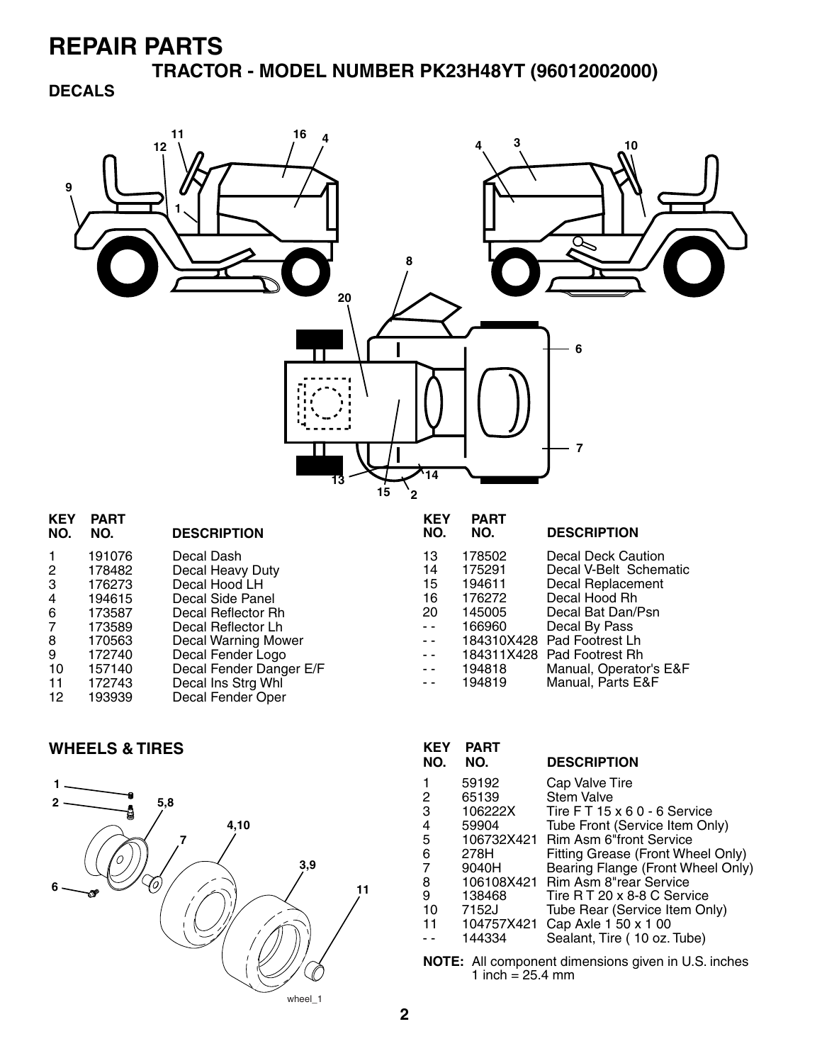# REPAIR PARTS

## TRACTOR - MODEL NUMBER PK23H48YT (96012002000)

### DECALS

| KEY NO. | PART NO. | DESCRIPTION |
|---|---|---|
| 1 | 191076 | Decal Dash |
| 2 | 178482 | Decal Heavy Duty |
| 3 | 176273 | Decal Hood LH |
| 4 | 194615 | Decal Side Panel |
| 6 | 173587 | Decal Reflector Rh |
| 7 | 173589 | Decal Reflector Lh |
| 8 | 170563 | Decal Warning Mower |
| 9 | 172740 | Decal Fender Logo |
| 10 | 157140 | Decal Fender Danger E/F |
| 11 | 172743 | Decal Ins Strg Whl |
| 12 | 193939 | Decal Fender Oper |
| 13 | 178502 | Decal Deck Caution |
| 14 | 175291 | Decal V-Belt Schematic |
| 15 | 194611 | Decal Replacement |
| 16 | 176272 | Decal Hood Rh |
| 20 | 145005 | Decal Bat Dan/Psn |
| - - | 166960 | Decal By Pass |
| - - | 184310X428 | Pad Footrest Lh |
| - - | 184311X428 | Pad Footrest Rh |
| - - | 194818 | Manual, Operator's E&F |
| - - | 194819 | Manual, Parts E&F |

### WHEELS & TIRES

| KEY NO. | PART NO. | DESCRIPTION |
|---|---|---|
| 1 | 59192 | Cap Valve Tire |
| 2 | 65139 | Stem Valve |
| 3 | 106222X | Tire F T 15 x 6 0 - 6 Service |
| 4 | 59904 | Tube Front (Service Item Only) |
| 5 | 106732X421 | Rim Asm 6"front Service |
| 6 | 278H | Fitting Grease (Front Wheel Only) |
| 7 | 9040H | Bearing Flange (Front Wheel Only) |
| 8 | 106108X421 | Rim Asm 8"rear Service |
| 9 | 138468 | Tire R T 20 x 8-8 C Service |
| 10 | 7152J | Tube Rear (Service Item Only) |
| 11 | 104757X421 | Cap Axle 1 50 x 1 00 |
| - - | 144334 | Sealant, Tire ( 10 oz. Tube) |

**NOTE:** All component dimensions given in U.S. inches
1 inch = 25.4 mm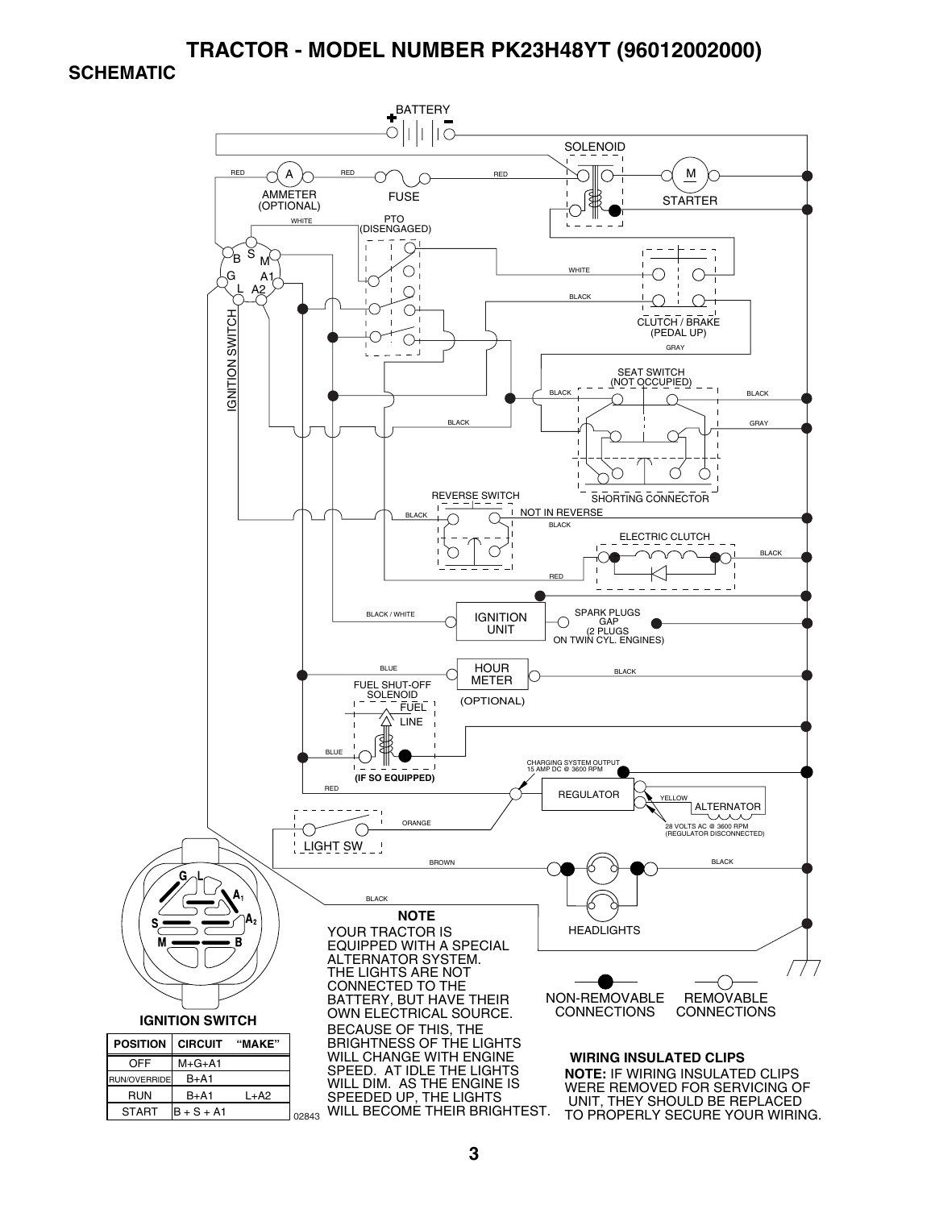# TRACTOR - MODEL NUMBER PK23H48YT (96012002000)

## SCHEMATIC

BATTERY

SOLENOID

RED A RED RED

AMMETER (OPTIONAL)

FUSE

M

STARTER

WHITE

PTO (DISENGAGED)

B S M

G A1

L A2

IGNITION SWITCH

WHITE

BLACK

CLUTCH / BRAKE (PEDAL UP)

GRAY

SEAT SWITCH (NOT OCCUPIED)

BLACK BLACK

BLACK GRAY

SHORTING CONNECTOR

REVERSE SWITCH

BLACK NOT IN REVERSE

BLACK

ELECTRIC CLUTCH

BLACK

RED

BLACK / WHITE

IGNITION UNIT

SPARK PLUGS GAP (2 PLUGS ON TWIN CYL. ENGINES)

BLUE

HOUR METER

BLACK

FUEL SHUT-OFF SOLENOID

(OPTIONAL)

FUEL LINE

BLUE

(IF SO EQUIPPED)

CHARGING SYSTEM OUTPUT 15 AMP DC @ 3600 RPM

RED

REGULATOR

YELLOW

ALTERNATOR

ORANGE

28 VOLTS AC @ 3600 RPM (REGULATOR DISCONNECTED)

LIGHT SW

BROWN BLACK

BLACK

HEADLIGHTS

NON-REMOVABLE CONNECTIONS

REMOVABLE CONNECTIONS

G L A1 A2 S M B

**IGNITION SWITCH**

| POSITION | CIRCUIT | "MAKE" |
|---|---|---|
| OFF | M+G+A1 | |
| RUN/OVERRIDE | B+A1 | |
| RUN | B+A1 | L+A2 |
| START | B + S + A1 | |

02843

**NOTE**

YOUR TRACTOR IS EQUIPPED WITH A SPECIAL ALTERNATOR SYSTEM. THE LIGHTS ARE NOT CONNECTED TO THE BATTERY, BUT HAVE THEIR OWN ELECTRICAL SOURCE. BECAUSE OF THIS, THE BRIGHTNESS OF THE LIGHTS WILL CHANGE WITH ENGINE SPEED. AT IDLE THE LIGHTS WILL DIM. AS THE ENGINE IS SPEEDED UP, THE LIGHTS WILL BECOME THEIR BRIGHTEST.

**WIRING INSULATED CLIPS**

**NOTE:** IF WIRING INSULATED CLIPS WERE REMOVED FOR SERVICING OF UNIT, THEY SHOULD BE REPLACED TO PROPERLY SECURE YOUR WIRING.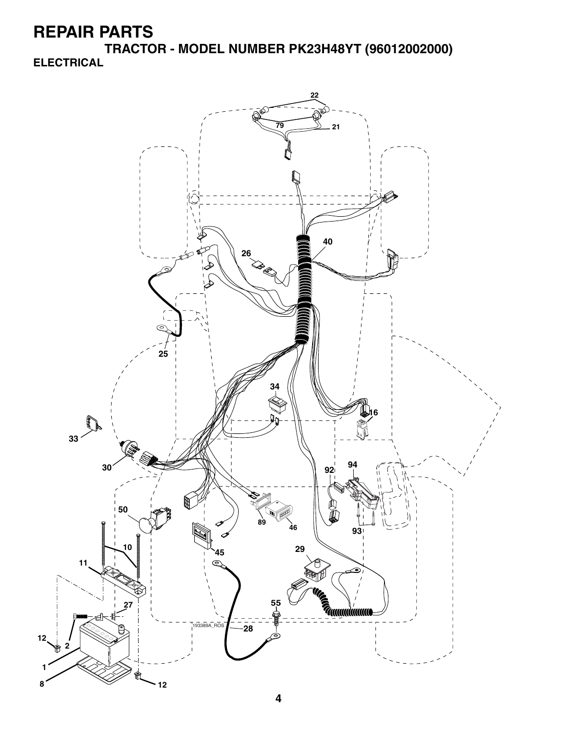# REPAIR PARTS

## TRACTOR - MODEL NUMBER PK23H48YT (96012002000)

### ELECTRICAL

22

79

21

40

26

25

34

16

33

30

92

94

50

10

89

46

93

11

45

29

27

55

12

2

193389A_ROS

28

1

8

12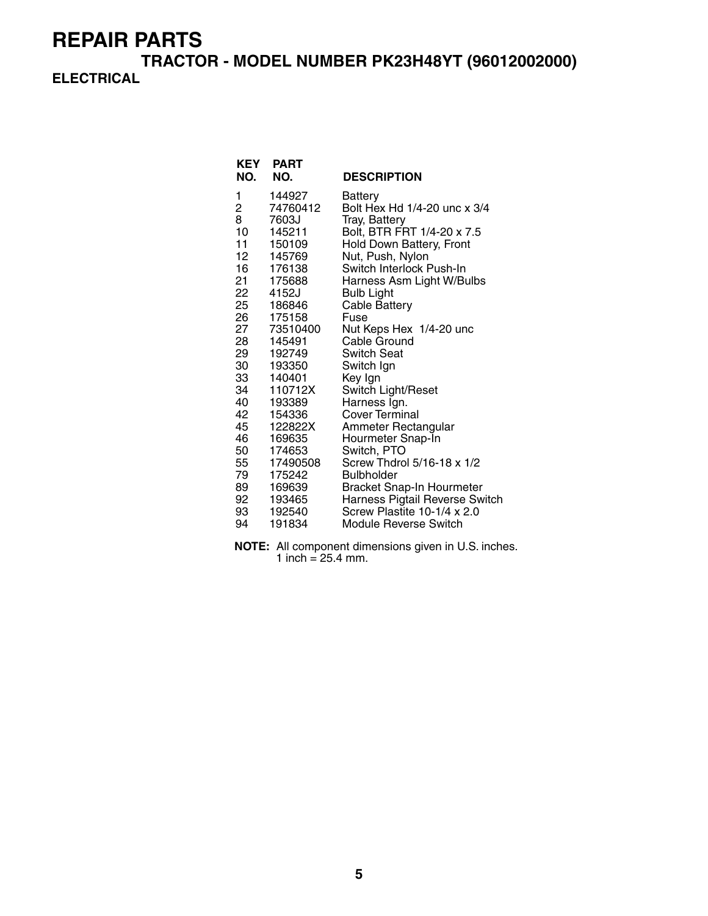# REPAIR PARTS

## TRACTOR - MODEL NUMBER PK23H48YT (96012002000)

### ELECTRICAL

| KEY NO. | PART NO. | DESCRIPTION |
|---|---|---|
| 1 | 144927 | Battery |
| 2 | 74760412 | Bolt Hex Hd 1/4-20 unc x 3/4 |
| 8 | 7603J | Tray, Battery |
| 10 | 145211 | Bolt, BTR FRT 1/4-20 x 7.5 |
| 11 | 150109 | Hold Down Battery, Front |
| 12 | 145769 | Nut, Push, Nylon |
| 16 | 176138 | Switch Interlock Push-In |
| 21 | 175688 | Harness Asm Light W/Bulbs |
| 22 | 4152J | Bulb Light |
| 25 | 186846 | Cable Battery |
| 26 | 175158 | Fuse |
| 27 | 73510400 | Nut Keps Hex 1/4-20 unc |
| 28 | 145491 | Cable Ground |
| 29 | 192749 | Switch Seat |
| 30 | 193350 | Switch Ign |
| 33 | 140401 | Key Ign |
| 34 | 110712X | Switch Light/Reset |
| 40 | 193389 | Harness Ign. |
| 42 | 154336 | Cover Terminal |
| 45 | 122822X | Ammeter Rectangular |
| 46 | 169635 | Hourmeter Snap-In |
| 50 | 174653 | Switch, PTO |
| 55 | 17490508 | Screw Thdrol 5/16-18 x 1/2 |
| 79 | 175242 | Bulbholder |
| 89 | 169639 | Bracket Snap-In Hourmeter |
| 92 | 193465 | Harness Pigtail Reverse Switch |
| 93 | 192540 | Screw Plastite 10-1/4 x 2.0 |
| 94 | 191834 | Module Reverse Switch |

**NOTE:** All component dimensions given in U.S. inches.
1 inch = 25.4 mm.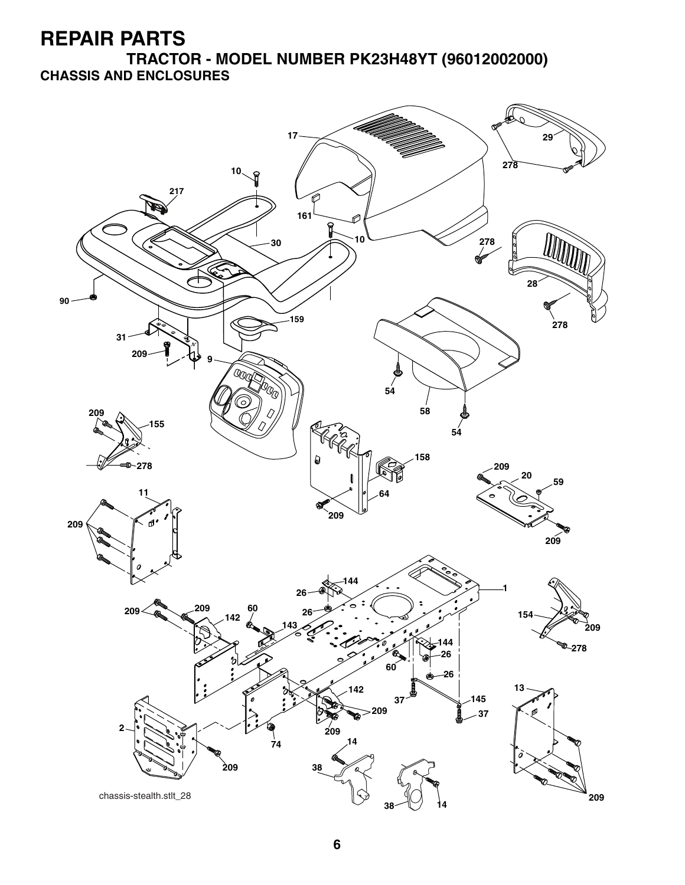# REPAIR PARTS

## TRACTOR - MODEL NUMBER PK23H48YT (96012002000)

### CHASSIS AND ENCLOSURES

chassis-stealth.stlt_28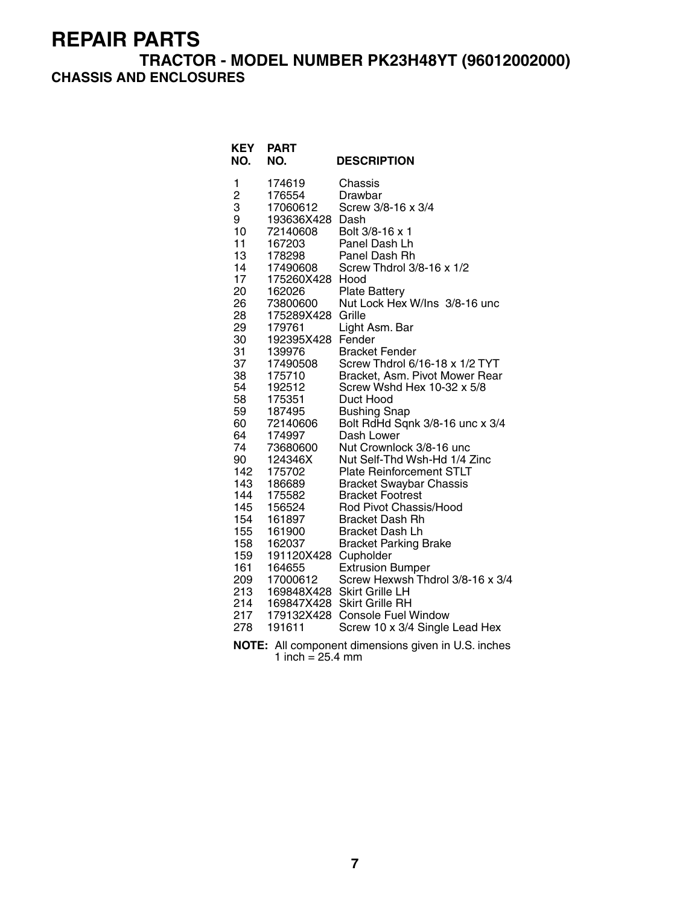# REPAIR PARTS

## TRACTOR - MODEL NUMBER PK23H48YT (96012002000)

### CHASSIS AND ENCLOSURES

| KEY NO. | PART NO. | DESCRIPTION |
|---|---|---|
| 1 | 174619 | Chassis |
| 2 | 176554 | Drawbar |
| 3 | 17060612 | Screw 3/8-16 x 3/4 |
| 9 | 193636X428 | Dash |
| 10 | 72140608 | Bolt 3/8-16 x 1 |
| 11 | 167203 | Panel Dash Lh |
| 13 | 178298 | Panel Dash Rh |
| 14 | 17490608 | Screw Thdrol 3/8-16 x 1/2 |
| 17 | 175260X428 | Hood |
| 20 | 162026 | Plate Battery |
| 26 | 73800600 | Nut Lock Hex W/Ins 3/8-16 unc |
| 28 | 175289X428 | Grille |
| 29 | 179761 | Light Asm. Bar |
| 30 | 192395X428 | Fender |
| 31 | 139976 | Bracket Fender |
| 37 | 17490508 | Screw Thdrol 6/16-18 x 1/2 TYT |
| 38 | 175710 | Bracket, Asm. Pivot Mower Rear |
| 54 | 192512 | Screw Wshd Hex 10-32 x 5/8 |
| 58 | 175351 | Duct Hood |
| 59 | 187495 | Bushing Snap |
| 60 | 72140606 | Bolt RdHd Sqnk 3/8-16 unc x 3/4 |
| 64 | 174997 | Dash Lower |
| 74 | 73680600 | Nut Crownlock 3/8-16 unc |
| 90 | 124346X | Nut Self-Thd Wsh-Hd 1/4 Zinc |
| 142 | 175702 | Plate Reinforcement STLT |
| 143 | 186689 | Bracket Swaybar Chassis |
| 144 | 175582 | Bracket Footrest |
| 145 | 156524 | Rod Pivot Chassis/Hood |
| 154 | 161897 | Bracket Dash Rh |
| 155 | 161900 | Bracket Dash Lh |
| 158 | 162037 | Bracket Parking Brake |
| 159 | 191120X428 | Cupholder |
| 161 | 164655 | Extrusion Bumper |
| 209 | 17000612 | Screw Hexwsh Thdrol 3/8-16 x 3/4 |
| 213 | 169848X428 | Skirt Grille LH |
| 214 | 169847X428 | Skirt Grille RH |
| 217 | 179132X428 | Console Fuel Window |
| 278 | 191611 | Screw 10 x 3/4 Single Lead Hex |

**NOTE:** All component dimensions given in U.S. inches
1 inch = 25.4 mm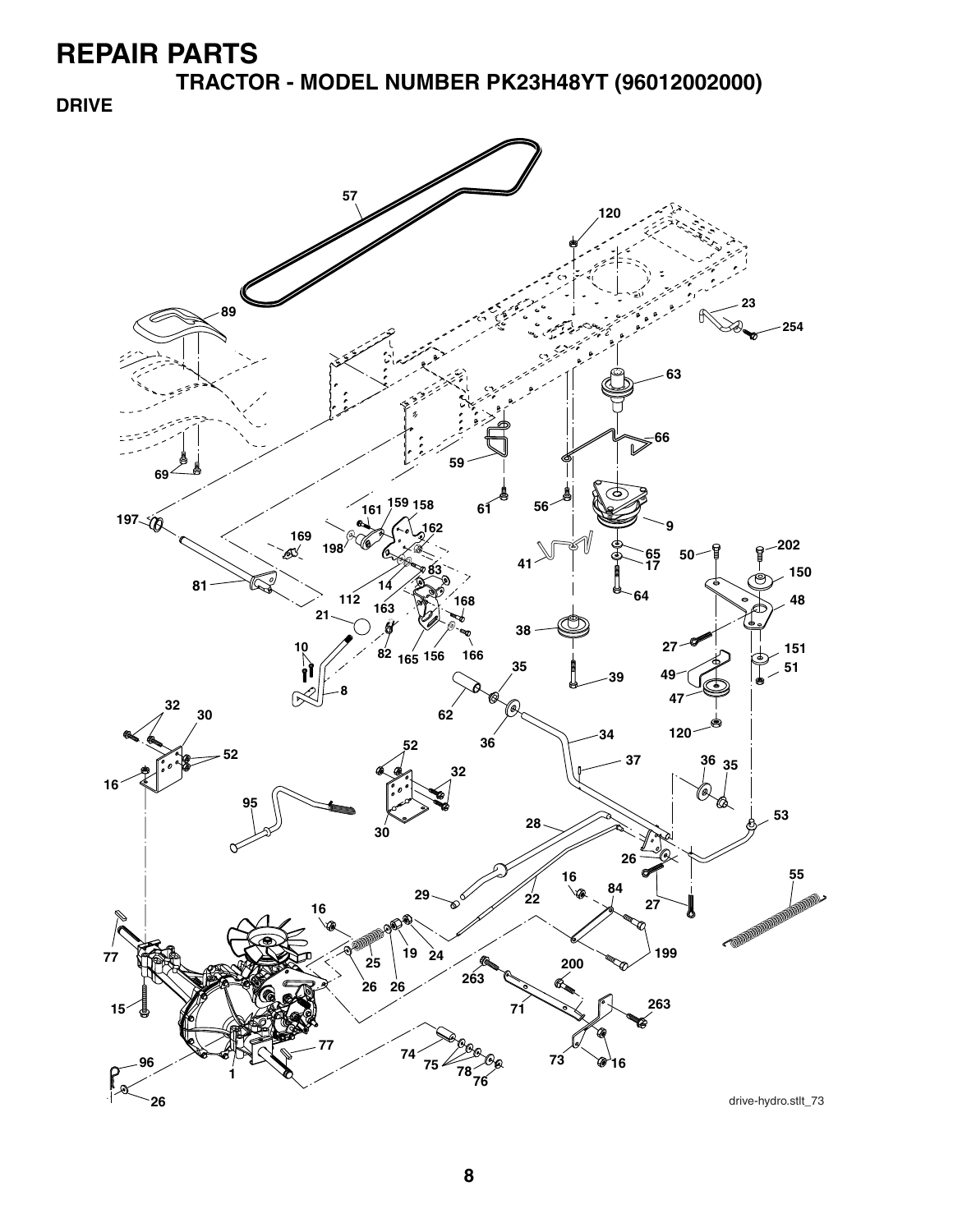# REPAIR PARTS

## TRACTOR - MODEL NUMBER PK23H48YT (96012002000)

### DRIVE

drive-hydro.stlt_73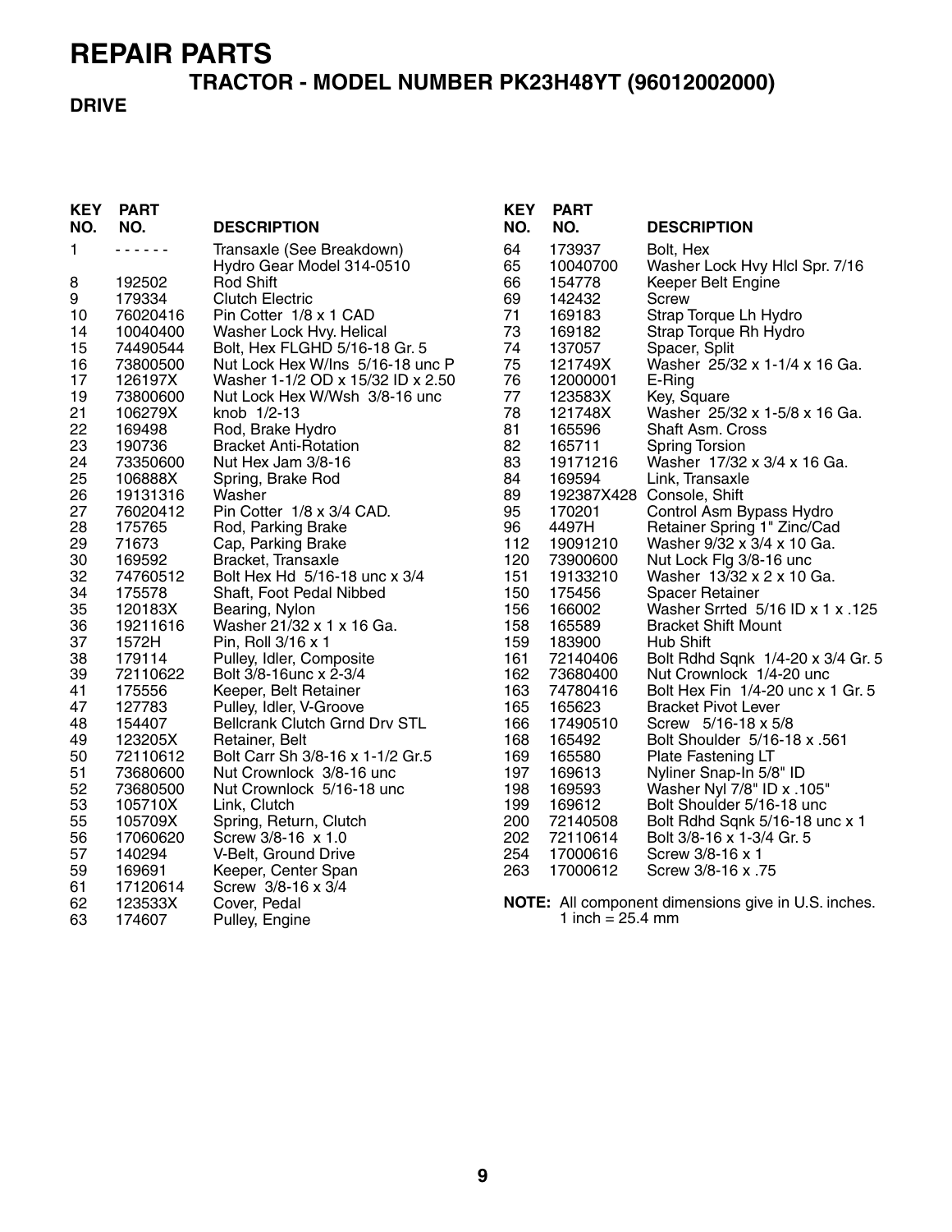# REPAIR PARTS

## TRACTOR - MODEL NUMBER PK23H48YT (96012002000)

### DRIVE

| KEY NO. | PART NO. | DESCRIPTION |
|---|---|---|
| 1 | - - - - - - | Transaxle (See Breakdown) Hydro Gear Model 314-0510 |
| 8 | 192502 | Rod Shift |
| 9 | 179334 | Clutch Electric |
| 10 | 76020416 | Pin Cotter 1/8 x 1 CAD |
| 14 | 10040400 | Washer Lock Hvy. Helical |
| 15 | 74490544 | Bolt, Hex FLGHD 5/16-18 Gr. 5 |
| 16 | 73800500 | Nut Lock Hex W/Ins 5/16-18 unc P |
| 17 | 126197X | Washer 1-1/2 OD x 15/32 ID x 2.50 |
| 19 | 73800600 | Nut Lock Hex W/Wsh 3/8-16 unc |
| 21 | 106279X | knob 1/2-13 |
| 22 | 169498 | Rod, Brake Hydro |
| 23 | 190736 | Bracket Anti-Rotation |
| 24 | 73350600 | Nut Hex Jam 3/8-16 |
| 25 | 106888X | Spring, Brake Rod |
| 26 | 19131316 | Washer |
| 27 | 76020412 | Pin Cotter 1/8 x 3/4 CAD. |
| 28 | 175765 | Rod, Parking Brake |
| 29 | 71673 | Cap, Parking Brake |
| 30 | 169592 | Bracket, Transaxle |
| 32 | 74760512 | Bolt Hex Hd 5/16-18 unc x 3/4 |
| 34 | 175578 | Shaft, Foot Pedal Nibbed |
| 35 | 120183X | Bearing, Nylon |
| 36 | 19211616 | Washer 21/32 x 1 x 16 Ga. |
| 37 | 1572H | Pin, Roll 3/16 x 1 |
| 38 | 179114 | Pulley, Idler, Composite |
| 39 | 72110622 | Bolt 3/8-16unc x 2-3/4 |
| 41 | 175556 | Keeper, Belt Retainer |
| 47 | 127783 | Pulley, Idler, V-Groove |
| 48 | 154407 | Bellcrank Clutch Grnd Drv STL |
| 49 | 123205X | Retainer, Belt |
| 50 | 72110612 | Bolt Carr Sh 3/8-16 x 1-1/2 Gr.5 |
| 51 | 73680600 | Nut Crownlock 3/8-16 unc |
| 52 | 73680500 | Nut Crownlock 5/16-18 unc |
| 53 | 105710X | Link, Clutch |
| 55 | 105709X | Spring, Return, Clutch |
| 56 | 17060620 | Screw 3/8-16 x 1.0 |
| 57 | 140294 | V-Belt, Ground Drive |
| 59 | 169691 | Keeper, Center Span |
| 61 | 17120614 | Screw 3/8-16 x 3/4 |
| 62 | 123533X | Cover, Pedal |
| 63 | 174607 | Pulley, Engine |
| 64 | 173937 | Bolt, Hex |
| 65 | 10040700 | Washer Lock Hvy Hlcl Spr. 7/16 |
| 66 | 154778 | Keeper Belt Engine |
| 69 | 142432 | Screw |
| 71 | 169183 | Strap Torque Lh Hydro |
| 73 | 169182 | Strap Torque Rh Hydro |
| 74 | 137057 | Spacer, Split |
| 75 | 121749X | Washer 25/32 x 1-1/4 x 16 Ga. |
| 76 | 12000001 | E-Ring |
| 77 | 123583X | Key, Square |
| 78 | 121748X | Washer 25/32 x 1-5/8 x 16 Ga. |
| 81 | 165596 | Shaft Asm. Cross |
| 82 | 165711 | Spring Torsion |
| 83 | 19171216 | Washer 17/32 x 3/4 x 16 Ga. |
| 84 | 169594 | Link, Transaxle |
| 89 | 192387X428 | Console, Shift |
| 95 | 170201 | Control Asm Bypass Hydro |
| 96 | 4497H | Retainer Spring 1" Zinc/Cad |
| 112 | 19091210 | Washer 9/32 x 3/4 x 10 Ga. |
| 120 | 73900600 | Nut Lock Flg 3/8-16 unc |
| 151 | 19133210 | Washer 13/32 x 2 x 10 Ga. |
| 150 | 175456 | Spacer Retainer |
| 156 | 166002 | Washer Srrted 5/16 ID x 1 x .125 |
| 158 | 165589 | Bracket Shift Mount |
| 159 | 183900 | Hub Shift |
| 161 | 72140406 | Bolt Rdhd Sqnk 1/4-20 x 3/4 Gr. 5 |
| 162 | 73680400 | Nut Crownlock 1/4-20 unc |
| 163 | 74780416 | Bolt Hex Fin 1/4-20 unc x 1 Gr. 5 |
| 165 | 165623 | Bracket Pivot Lever |
| 166 | 17490510 | Screw 5/16-18 x 5/8 |
| 168 | 165492 | Bolt Shoulder 5/16-18 x .561 |
| 169 | 165580 | Plate Fastening LT |
| 197 | 169613 | Nyliner Snap-In 5/8" ID |
| 198 | 169593 | Washer Nyl 7/8" ID x .105" |
| 199 | 169612 | Bolt Shoulder 5/16-18 unc |
| 200 | 72140508 | Bolt Rdhd Sqnk 5/16-18 unc x 1 |
| 202 | 72110614 | Bolt 3/8-16 x 1-3/4 Gr. 5 |
| 254 | 17000616 | Screw 3/8-16 x 1 |
| 263 | 17000612 | Screw 3/8-16 x .75 |

**NOTE:** All component dimensions give in U.S. inches.
1 inch = 25.4 mm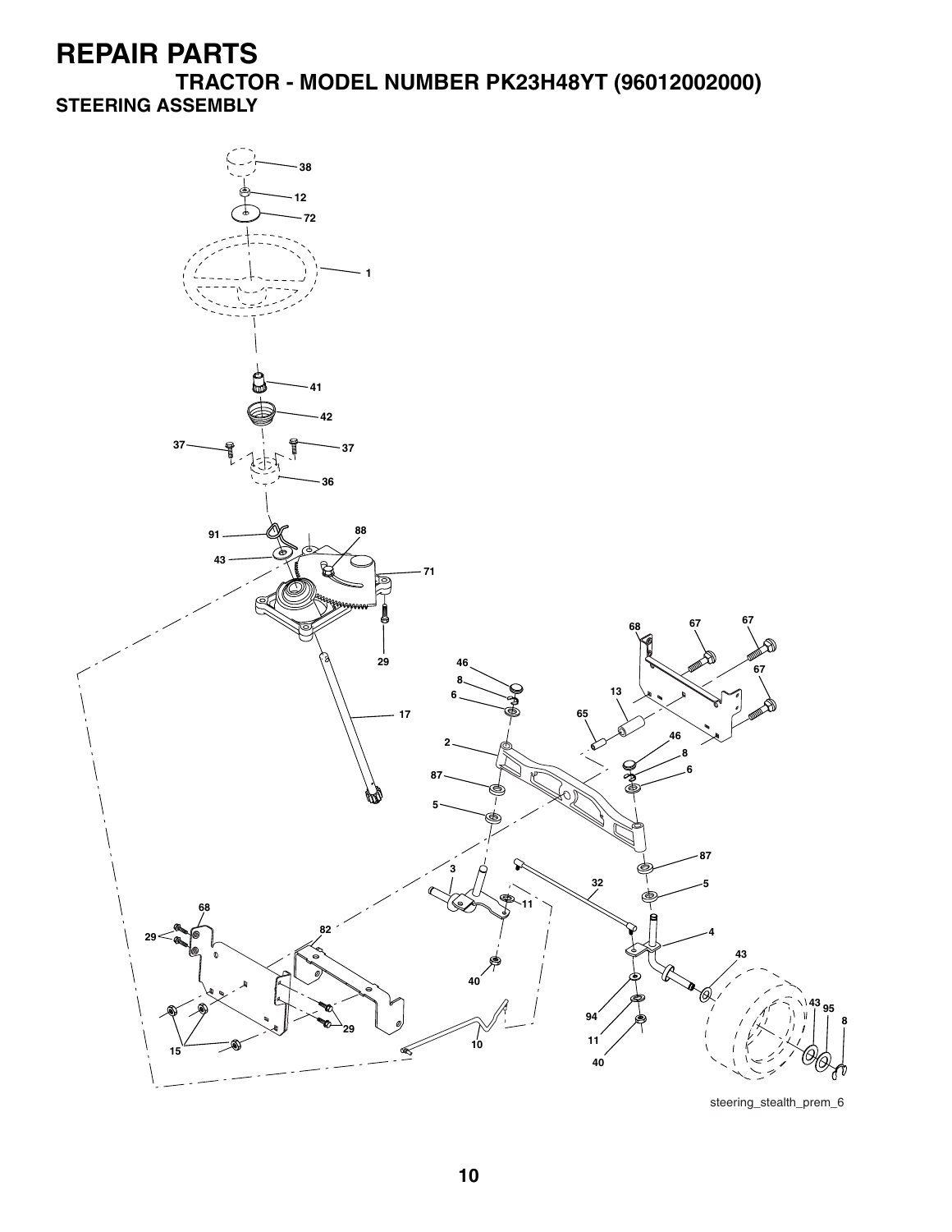# REPAIR PARTS

## TRACTOR - MODEL NUMBER PK23H48YT (96012002000)

### STEERING ASSEMBLY

steering_stealth_prem_6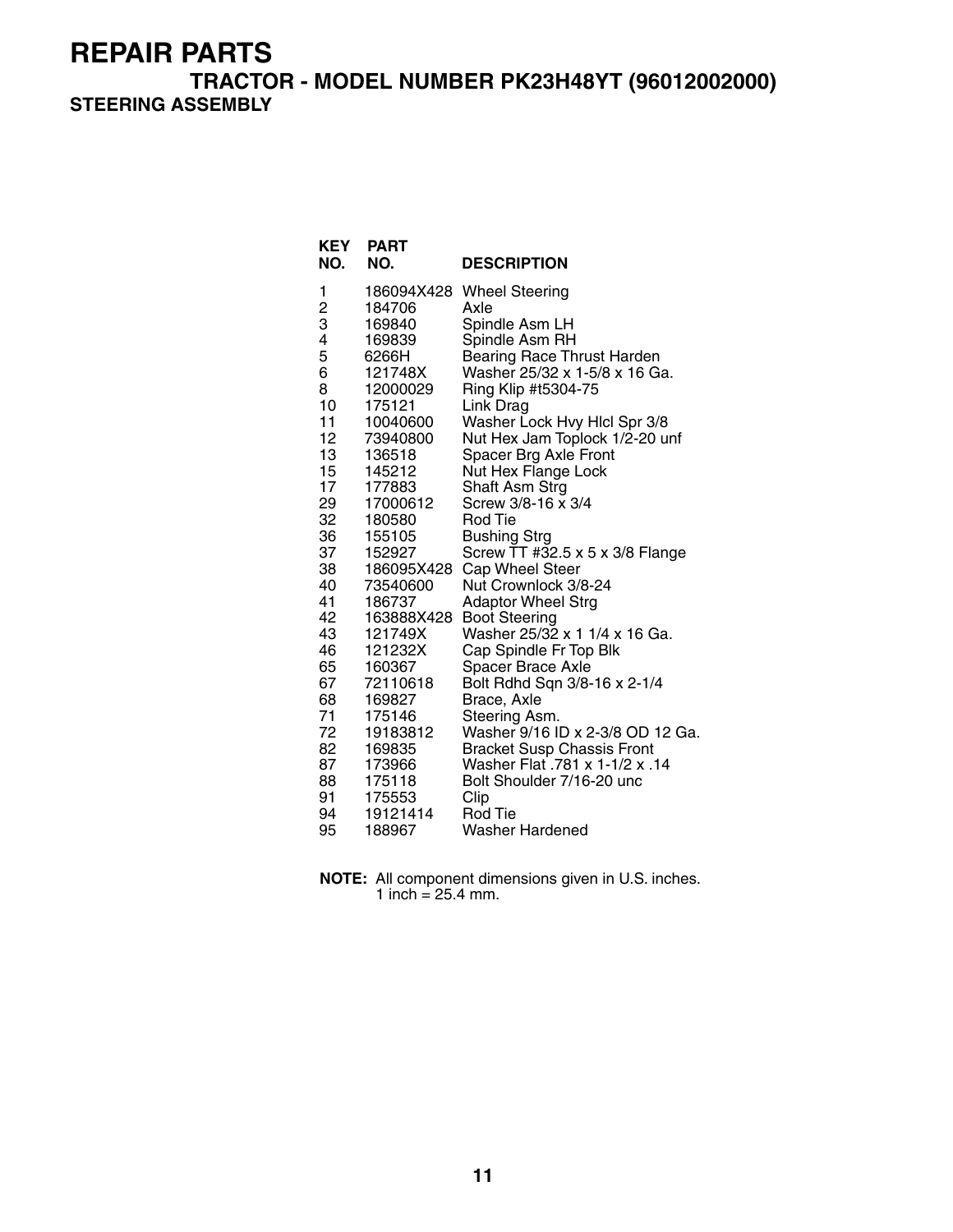# REPAIR PARTS

## TRACTOR - MODEL NUMBER PK23H48YT (96012002000)

### STEERING ASSEMBLY

| KEY NO. | PART NO. | DESCRIPTION |
|---|---|---|
| 1 | 186094X428 | Wheel Steering |
| 2 | 184706 | Axle |
| 3 | 169840 | Spindle Asm LH |
| 4 | 169839 | Spindle Asm RH |
| 5 | 6266H | Bearing Race Thrust Harden |
| 6 | 121748X | Washer 25/32 x 1-5/8 x 16 Ga. |
| 8 | 12000029 | Ring Klip #t5304-75 |
| 10 | 175121 | Link Drag |
| 11 | 10040600 | Washer Lock Hvy Hlcl Spr 3/8 |
| 12 | 73940800 | Nut Hex Jam Toplock 1/2-20 unf |
| 13 | 136518 | Spacer Brg Axle Front |
| 15 | 145212 | Nut Hex Flange Lock |
| 17 | 177883 | Shaft Asm Strg |
| 29 | 17000612 | Screw 3/8-16 x 3/4 |
| 32 | 180580 | Rod Tie |
| 36 | 155105 | Bushing Strg |
| 37 | 152927 | Screw TT #32.5 x 5 x 3/8 Flange |
| 38 | 186095X428 | Cap Wheel Steer |
| 40 | 73540600 | Nut Crownlock 3/8-24 |
| 41 | 186737 | Adaptor Wheel Strg |
| 42 | 163888X428 | Boot Steering |
| 43 | 121749X | Washer 25/32 x 1 1/4 x 16 Ga. |
| 46 | 121232X | Cap Spindle Fr Top Blk |
| 65 | 160367 | Spacer Brace Axle |
| 67 | 72110618 | Bolt Rdhd Sqn 3/8-16 x 2-1/4 |
| 68 | 169827 | Brace, Axle |
| 71 | 175146 | Steering Asm. |
| 72 | 19183812 | Washer 9/16 ID x 2-3/8 OD 12 Ga. |
| 82 | 169835 | Bracket Susp Chassis Front |
| 87 | 173966 | Washer Flat .781 x 1-1/2 x .14 |
| 88 | 175118 | Bolt Shoulder 7/16-20 unc |
| 91 | 175553 | Clip |
| 94 | 19121414 | Rod Tie |
| 95 | 188967 | Washer Hardened |

**NOTE:** All component dimensions given in U.S. inches.
1 inch = 25.4 mm.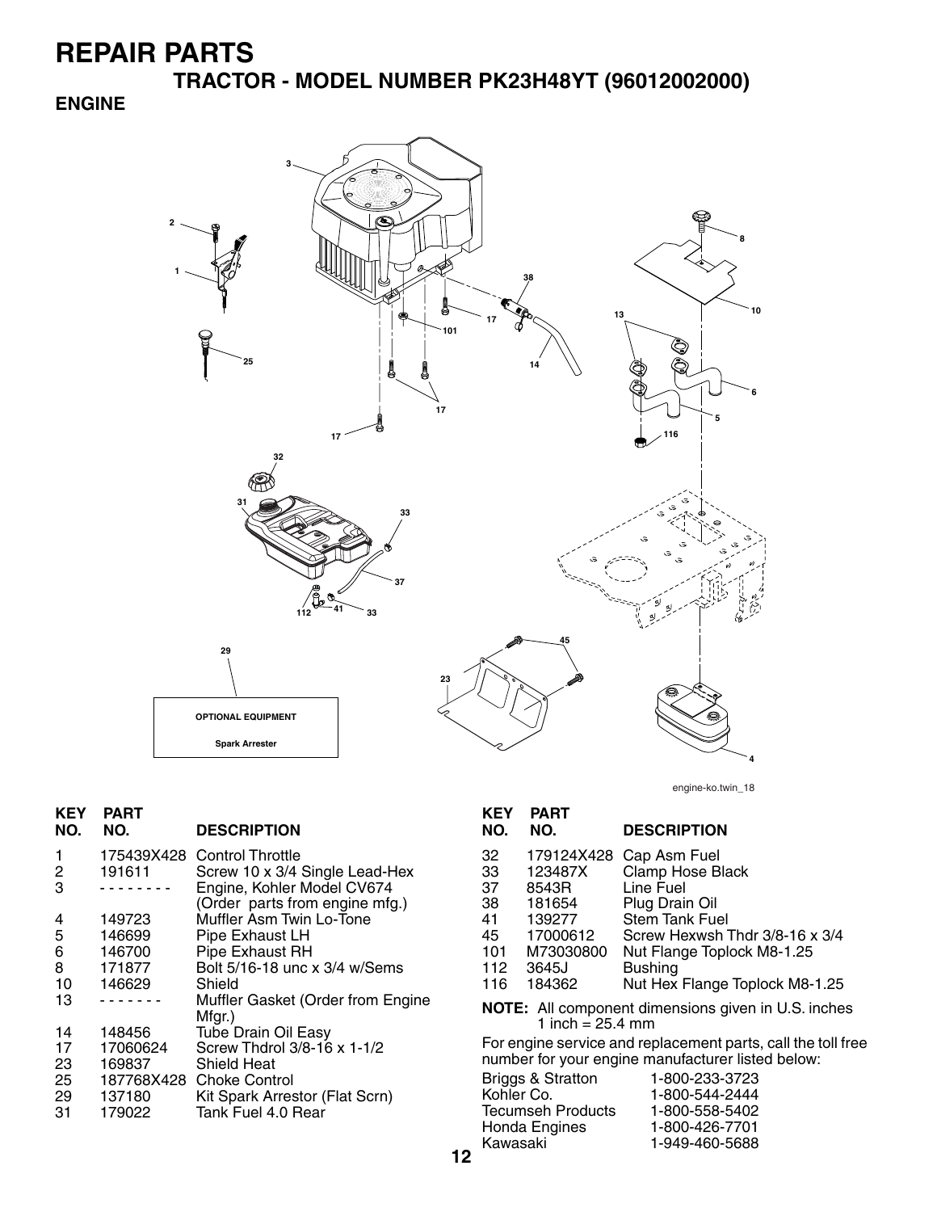# REPAIR PARTS

## TRACTOR - MODEL NUMBER PK23H48YT (96012002000)

### ENGINE

OPTIONAL EQUIPMENT

Spark Arrester

engine-ko.twin_18

| KEY NO. | PART NO. | DESCRIPTION |
|---|---|---|
| 1 | 175439X428 | Control Throttle |
| 2 | 191611 | Screw 10 x 3/4 Single Lead-Hex |
| 3 | - - - - - - - - | Engine, Kohler Model CV674 (Order parts from engine mfg.) |
| 4 | 149723 | Muffler Asm Twin Lo-Tone |
| 5 | 146699 | Pipe Exhaust LH |
| 6 | 146700 | Pipe Exhaust RH |
| 8 | 171877 | Bolt 5/16-18 unc x 3/4 w/Sems |
| 10 | 146629 | Shield |
| 13 | - - - - - - - | Muffler Gasket (Order from Engine Mfgr.) |
| 14 | 148456 | Tube Drain Oil Easy |
| 17 | 17060624 | Screw Thdrol 3/8-16 x 1-1/2 |
| 23 | 169837 | Shield Heat |
| 25 | 187768X428 | Choke Control |
| 29 | 137180 | Kit Spark Arrestor (Flat Scrn) |
| 31 | 179022 | Tank Fuel 4.0 Rear |
| 32 | 179124X428 | Cap Asm Fuel |
| 33 | 123487X | Clamp Hose Black |
| 37 | 8543R | Line Fuel |
| 38 | 181654 | Plug Drain Oil |
| 41 | 139277 | Stem Tank Fuel |
| 45 | 17000612 | Screw Hexwsh Thdr 3/8-16 x 3/4 |
| 101 | M73030800 | Nut Flange Toplock M8-1.25 |
| 112 | 3645J | Bushing |
| 116 | 184362 | Nut Hex Flange Toplock M8-1.25 |

**NOTE:** All component dimensions given in U.S. inches
1 inch = 25.4 mm

For engine service and replacement parts, call the toll free number for your engine manufacturer listed below:

| | |
|---|---|
| Briggs & Stratton | 1-800-233-3723 |
| Kohler Co. | 1-800-544-2444 |
| Tecumseh Products | 1-800-558-5402 |
| Honda Engines | 1-800-426-7701 |
| Kawasaki | 1-949-460-5688 |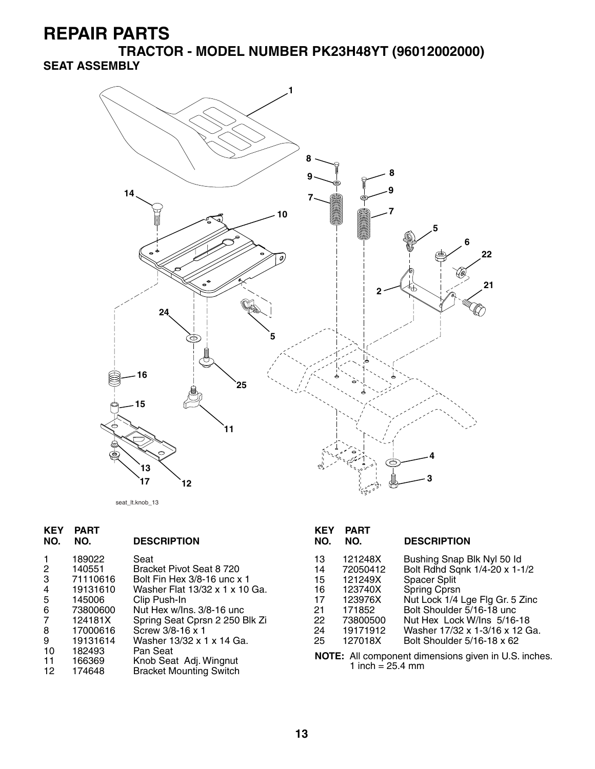# REPAIR PARTS

## TRACTOR - MODEL NUMBER PK23H48YT (96012002000)

### SEAT ASSEMBLY

seat_lt.knob_13

| KEY NO. | PART NO. | DESCRIPTION |
|---|---|---|
| 1 | 189022 | Seat |
| 2 | 140551 | Bracket Pivot Seat 8 720 |
| 3 | 71110616 | Bolt Fin Hex 3/8-16 unc x 1 |
| 4 | 19131610 | Washer Flat 13/32 x 1 x 10 Ga. |
| 5 | 145006 | Clip Push-In |
| 6 | 73800600 | Nut Hex w/Ins. 3/8-16 unc |
| 7 | 124181X | Spring Seat Cprsn 2 250 Blk Zi |
| 8 | 17000616 | Screw 3/8-16 x 1 |
| 9 | 19131614 | Washer 13/32 x 1 x 14 Ga. |
| 10 | 182493 | Pan Seat |
| 11 | 166369 | Knob Seat Adj. Wingnut |
| 12 | 174648 | Bracket Mounting Switch |
| 13 | 121248X | Bushing Snap Blk Nyl 50 Id |
| 14 | 72050412 | Bolt Rdhd Sqnk 1/4-20 x 1-1/2 |
| 15 | 121249X | Spacer Split |
| 16 | 123740X | Spring Cprsn |
| 17 | 123976X | Nut Lock 1/4 Lge Flg Gr. 5 Zinc |
| 21 | 171852 | Bolt Shoulder 5/16-18 unc |
| 22 | 73800500 | Nut Hex Lock W/Ins 5/16-18 |
| 24 | 19171912 | Washer 17/32 x 1-3/16 x 12 Ga. |
| 25 | 127018X | Bolt Shoulder 5/16-18 x 62 |

**NOTE:** All component dimensions given in U.S. inches. 1 inch = 25.4 mm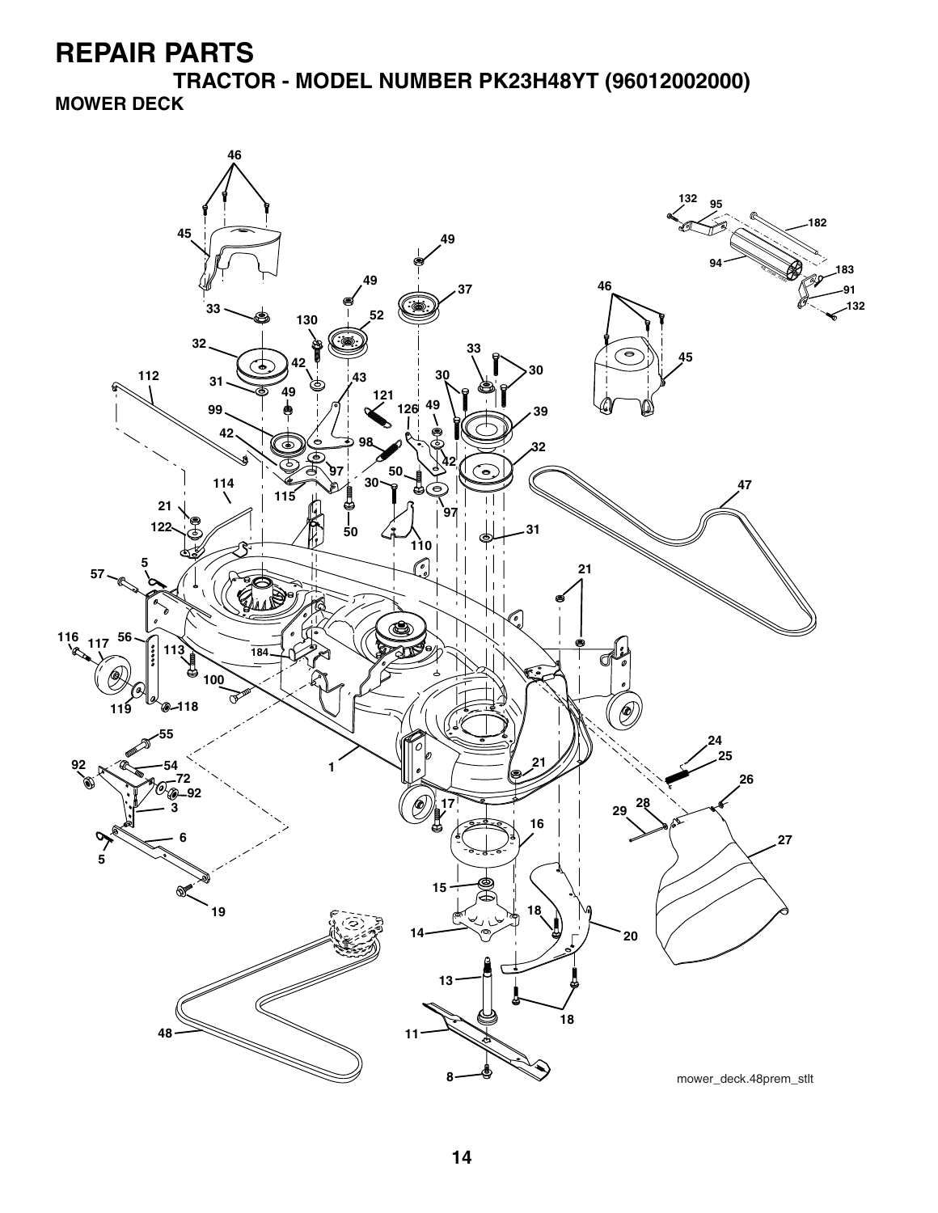# REPAIR PARTS

## TRACTOR - MODEL NUMBER PK23H48YT (96012002000)

### MOWER DECK

mower_deck.48prem_stlt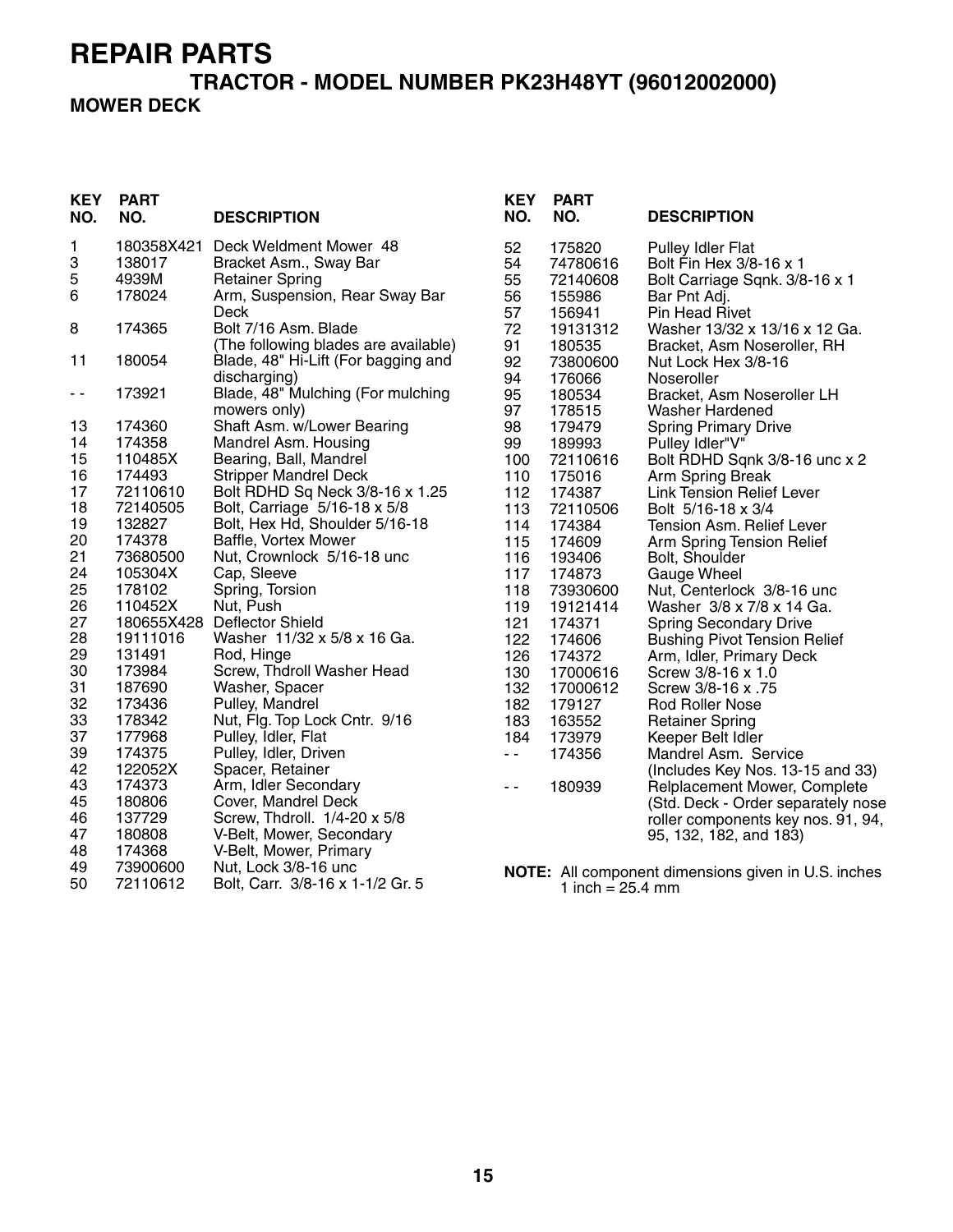# REPAIR PARTS

## TRACTOR - MODEL NUMBER PK23H48YT (96012002000)

### MOWER DECK

| KEY NO. | PART NO. | DESCRIPTION |
|---|---|---|
| 1 | 180358X421 | Deck Weldment Mower 48 |
| 3 | 138017 | Bracket Asm., Sway Bar |
| 5 | 4939M | Retainer Spring |
| 6 | 178024 | Arm, Suspension, Rear Sway Bar Deck |
| 8 | 174365 | Bolt 7/16 Asm. Blade (The following blades are available) |
| 11 | 180054 | Blade, 48" Hi-Lift (For bagging and discharging) |
| - - | 173921 | Blade, 48" Mulching (For mulching mowers only) |
| 13 | 174360 | Shaft Asm. w/Lower Bearing |
| 14 | 174358 | Mandrel Asm. Housing |
| 15 | 110485X | Bearing, Ball, Mandrel |
| 16 | 174493 | Stripper Mandrel Deck |
| 17 | 72110610 | Bolt RDHD Sq Neck 3/8-16 x 1.25 |
| 18 | 72140505 | Bolt, Carriage 5/16-18 x 5/8 |
| 19 | 132827 | Bolt, Hex Hd, Shoulder 5/16-18 |
| 20 | 174378 | Baffle, Vortex Mower |
| 21 | 73680500 | Nut, Crownlock 5/16-18 unc |
| 24 | 105304X | Cap, Sleeve |
| 25 | 178102 | Spring, Torsion |
| 26 | 110452X | Nut, Push |
| 27 | 180655X428 | Deflector Shield |
| 28 | 19111016 | Washer 11/32 x 5/8 x 16 Ga. |
| 29 | 131491 | Rod, Hinge |
| 30 | 173984 | Screw, Thdroll Washer Head |
| 31 | 187690 | Washer, Spacer |
| 32 | 173436 | Pulley, Mandrel |
| 33 | 178342 | Nut, Flg. Top Lock Cntr. 9/16 |
| 37 | 177968 | Pulley, Idler, Flat |
| 39 | 174375 | Pulley, Idler, Driven |
| 42 | 122052X | Spacer, Retainer |
| 43 | 174373 | Arm, Idler Secondary |
| 45 | 180806 | Cover, Mandrel Deck |
| 46 | 137729 | Screw, Thdroll. 1/4-20 x 5/8 |
| 47 | 180808 | V-Belt, Mower, Secondary |
| 48 | 174368 | V-Belt, Mower, Primary |
| 49 | 73900600 | Nut, Lock 3/8-16 unc |
| 50 | 72110612 | Bolt, Carr. 3/8-16 x 1-1/2 Gr. 5 |
| 52 | 175820 | Pulley Idler Flat |
| 54 | 74780616 | Bolt Fin Hex 3/8-16 x 1 |
| 55 | 72140608 | Bolt Carriage Sqnk. 3/8-16 x 1 |
| 56 | 155986 | Bar Pnt Adj. |
| 57 | 156941 | Pin Head Rivet |
| 72 | 19131312 | Washer 13/32 x 13/16 x 12 Ga. |
| 91 | 180535 | Bracket, Asm Noseroller, RH |
| 92 | 73800600 | Nut Lock Hex 3/8-16 |
| 94 | 176066 | Noseroller |
| 95 | 180534 | Bracket, Asm Noseroller LH |
| 97 | 178515 | Washer Hardened |
| 98 | 179479 | Spring Primary Drive |
| 99 | 189993 | Pulley Idler"V" |
| 100 | 72110616 | Bolt RDHD Sqnk 3/8-16 unc x 2 |
| 110 | 175016 | Arm Spring Break |
| 112 | 174387 | Link Tension Relief Lever |
| 113 | 72110506 | Bolt 5/16-18 x 3/4 |
| 114 | 174384 | Tension Asm. Relief Lever |
| 115 | 174609 | Arm Spring Tension Relief |
| 116 | 193406 | Bolt, Shoulder |
| 117 | 174873 | Gauge Wheel |
| 118 | 73930600 | Nut, Centerlock 3/8-16 unc |
| 119 | 19121414 | Washer 3/8 x 7/8 x 14 Ga. |
| 121 | 174371 | Spring Secondary Drive |
| 122 | 174606 | Bushing Pivot Tension Relief |
| 126 | 174372 | Arm, Idler, Primary Deck |
| 130 | 17000616 | Screw 3/8-16 x 1.0 |
| 132 | 17000612 | Screw 3/8-16 x .75 |
| 182 | 179127 | Rod Roller Nose |
| 183 | 163552 | Retainer Spring |
| 184 | 173979 | Keeper Belt Idler |
| - - | 174356 | Mandrel Asm. Service (Includes Key Nos. 13-15 and 33) |
| - - | 180939 | Relplacement Mower, Complete (Std. Deck - Order separately nose roller components key nos. 91, 94, 95, 132, 182, and 183) |

**NOTE:** All component dimensions given in U.S. inches
1 inch = 25.4 mm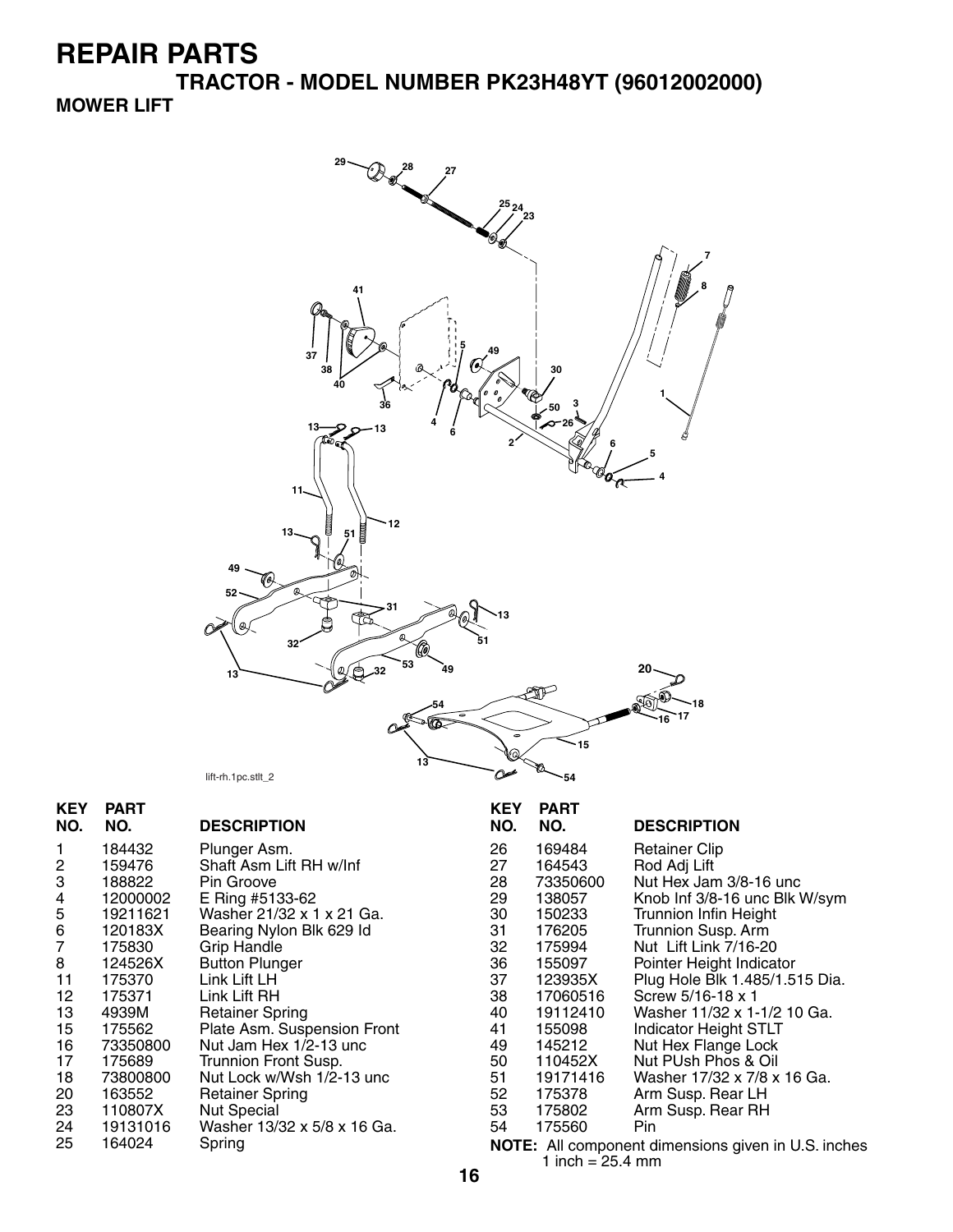# REPAIR PARTS

## TRACTOR - MODEL NUMBER PK23H48YT (96012002000)

### MOWER LIFT

lift-rh.1pc.stlt_2

| KEY NO. | PART NO. | DESCRIPTION |
|---|---|---|
| 1 | 184432 | Plunger Asm. |
| 2 | 159476 | Shaft Asm Lift RH w/Inf |
| 3 | 188822 | Pin Groove |
| 4 | 12000002 | E Ring #5133-62 |
| 5 | 19211621 | Washer 21/32 x 1 x 21 Ga. |
| 6 | 120183X | Bearing Nylon Blk 629 Id |
| 7 | 175830 | Grip Handle |
| 8 | 124526X | Button Plunger |
| 11 | 175370 | Link Lift LH |
| 12 | 175371 | Link Lift RH |
| 13 | 4939M | Retainer Spring |
| 15 | 175562 | Plate Asm. Suspension Front |
| 16 | 73350800 | Nut Jam Hex 1/2-13 unc |
| 17 | 175689 | Trunnion Front Susp. |
| 18 | 73800800 | Nut Lock w/Wsh 1/2-13 unc |
| 20 | 163552 | Retainer Spring |
| 23 | 110807X | Nut Special |
| 24 | 19131016 | Washer 13/32 x 5/8 x 16 Ga. |
| 25 | 164024 | Spring |
| 26 | 169484 | Retainer Clip |
| 27 | 164543 | Rod Adj Lift |
| 28 | 73350600 | Nut Hex Jam 3/8-16 unc |
| 29 | 138057 | Knob Inf 3/8-16 unc Blk W/sym |
| 30 | 150233 | Trunnion Infin Height |
| 31 | 176205 | Trunnion Susp. Arm |
| 32 | 175994 | Nut Lift Link 7/16-20 |
| 36 | 155097 | Pointer Height Indicator |
| 37 | 123935X | Plug Hole Blk 1.485/1.515 Dia. |
| 38 | 17060516 | Screw 5/16-18 x 1 |
| 40 | 19112410 | Washer 11/32 x 1-1/2 10 Ga. |
| 41 | 155098 | Indicator Height STLT |
| 49 | 145212 | Nut Hex Flange Lock |
| 50 | 110452X | Nut PUsh Phos & Oil |
| 51 | 19171416 | Washer 17/32 x 7/8 x 16 Ga. |
| 52 | 175378 | Arm Susp. Rear LH |
| 53 | 175802 | Arm Susp. Rear RH |
| 54 | 175560 | Pin |

**NOTE:** All component dimensions given in U.S. inches
1 inch = 25.4 mm